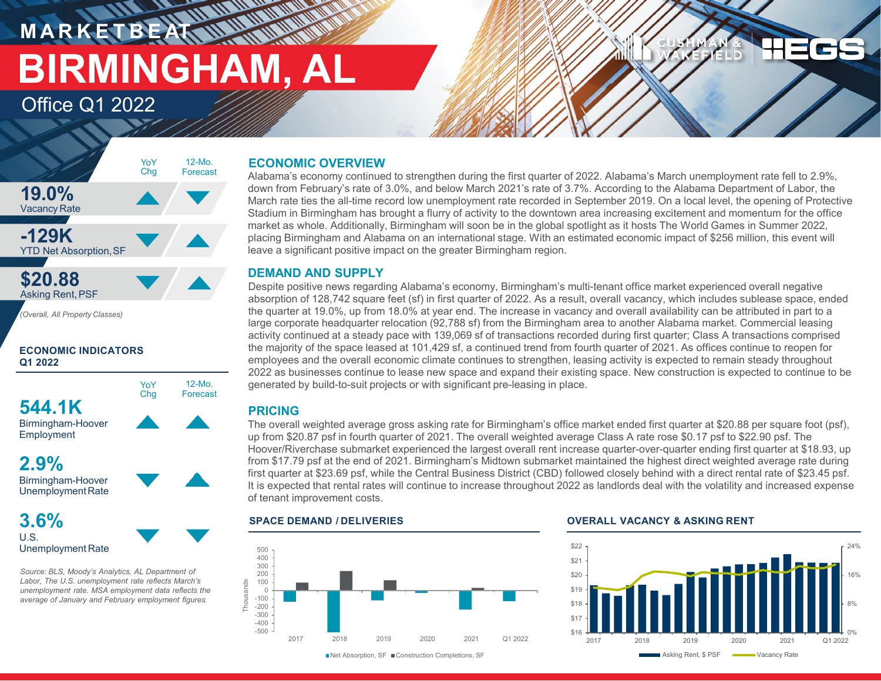# MARKETBEAT

# BIRMINGHAM, AL

## Office Q1 2022

| | YoY Chg | 12-Mo. Forecast |
|---|---|---|
| **19.0%** Vacancy Rate | ▲ | ▼ |
| **-129K** YTD Net Absorption, SF | ▼ | ▲ |
| **$20.88** Asking Rent, PSF | ▼ | ▲ |

*(Overall, All Property Classes)*

### ECONOMIC INDICATORS Q1 2022

| | YoY Chg | 12-Mo. Forecast |
|---|---|---|
| **544.1K** Birmingham-Hoover Employment | ▲ | ▲ |
| **2.9%** Birmingham-Hoover Unemployment Rate | ▼ | ▲ |
| **3.6%** U.S. Unemployment Rate | ▼ | ▼ |

*Source: BLS, Moody's Analytics, AL Department of Labor, The U.S. unemployment rate reflects March's unemployment rate. MSA employment data reflects the average of January and February employment figures.*

## ECONOMIC OVERVIEW

Alabama's economy continued to strengthen during the first quarter of 2022. Alabama's March unemployment rate fell to 2.9%, down from February's rate of 3.0%, and below March 2021's rate of 3.7%. According to the Alabama Department of Labor, the March rate ties the all-time record low unemployment rate recorded in September 2019. On a local level, the opening of Protective Stadium in Birmingham has brought a flurry of activity to the downtown area increasing excitement and momentum for the office market as whole. Additionally, Birmingham will soon be in the global spotlight as it hosts The World Games in Summer 2022, placing Birmingham and Alabama on an international stage. With an estimated economic impact of $256 million, this event will leave a significant positive impact on the greater Birmingham region.

## DEMAND AND SUPPLY

Despite positive news regarding Alabama's economy, Birmingham's multi-tenant office market experienced overall negative absorption of 128,742 square feet (sf) in first quarter of 2022. As a result, overall vacancy, which includes sublease space, ended the quarter at 19.0%, up from 18.0% at year end. The increase in vacancy and overall availability can be attributed in part to a large corporate headquarter relocation (92,788 sf) from the Birmingham area to another Alabama market. Commercial leasing activity continued at a steady pace with 139,069 sf of transactions recorded during first quarter; Class A transactions comprised the majority of the space leased at 101,429 sf, a continued trend from fourth quarter of 2021. As offices continue to reopen for employees and the overall economic climate continues to strengthen, leasing activity is expected to remain steady throughout 2022 as businesses continue to lease new space and expand their existing space. New construction is expected to continue to be generated by build-to-suit projects or with significant pre-leasing in place.

## PRICING

The overall weighted average gross asking rate for Birmingham's office market ended first quarter at $20.88 per square foot (psf), up from $20.87 psf in fourth quarter of 2021. The overall weighted average Class A rate rose $0.17 psf to $22.90 psf. The Hoover/Riverchase submarket experienced the largest overall rent increase quarter-over-quarter ending first quarter at $18.93, up from $17.79 psf at the end of 2021. Birmingham's Midtown submarket maintained the highest direct weighted average rate during first quarter at $23.69 psf, while the Central Business District (CBD) followed closely behind with a direct rental rate of $23.45 psf. It is expected that rental rates will continue to increase throughout 2022 as landlords deal with the volatility and increased expense of tenant improvement costs.

### SPACE DEMAND / DELIVERIES

Net Absorption, SF; Construction Completions, SF (Thousands) — 2017, 2018, 2019, 2020, 2021, Q1 2022

### OVERALL VACANCY & ASKING RENT

Asking Rent, $ PSF; Vacancy Rate — 2017 to Q1 2022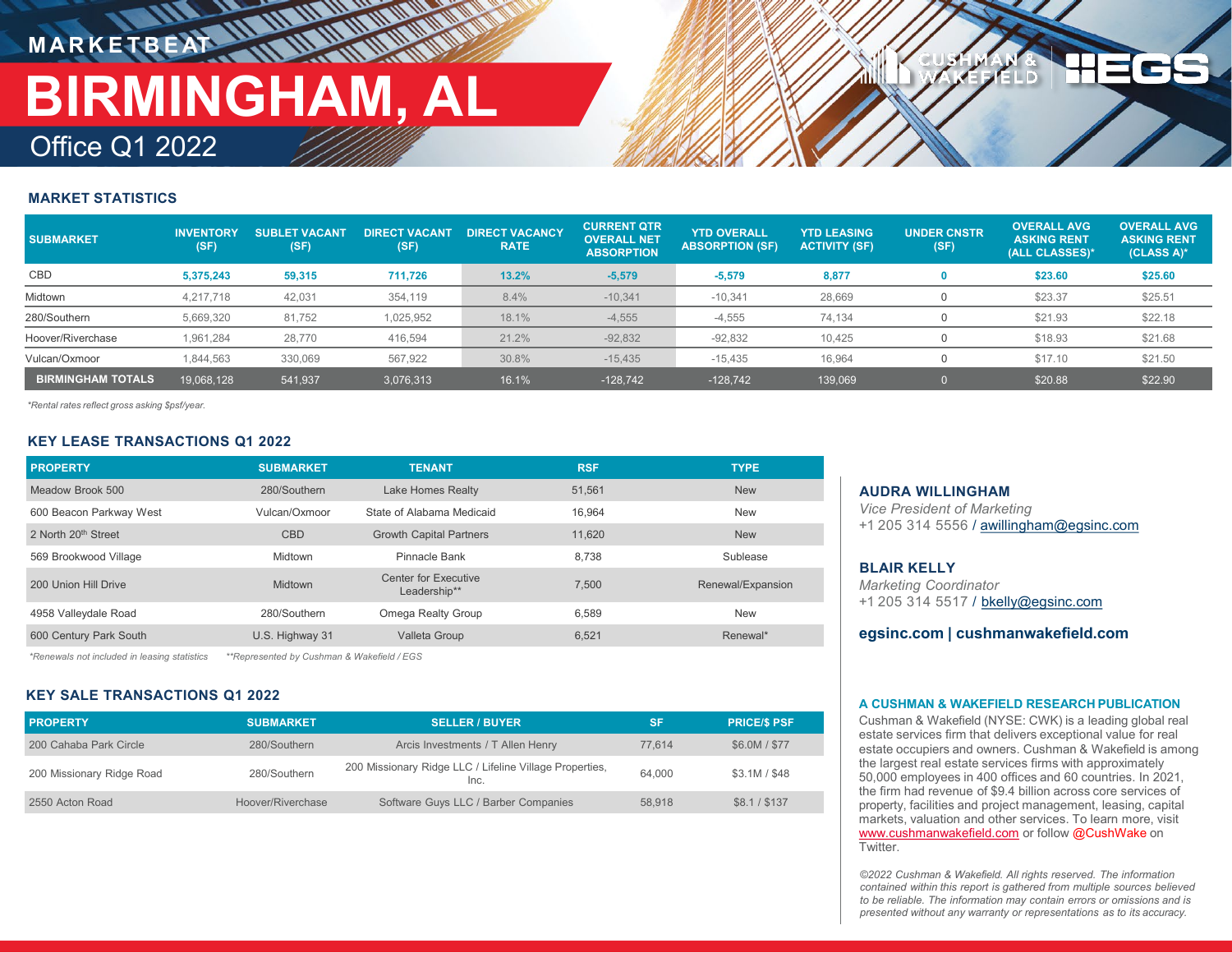MARKETBEAT

# BIRMINGHAM, AL

Office Q1 2022

## MARKET STATISTICS

| SUBMARKET | INVENTORY (SF) | SUBLET VACANT (SF) | DIRECT VACANT (SF) | DIRECT VACANCY RATE | CURRENT QTR OVERALL NET ABSORPTION | YTD OVERALL ABSORPTION (SF) | YTD LEASING ACTIVITY (SF) | UNDER CNSTR (SF) | OVERALL AVG ASKING RENT (ALL CLASSES)* | OVERALL AVG ASKING RENT (CLASS A)* |
|---|---|---|---|---|---|---|---|---|---|---|
| CBD | **5,375,243** | **59,315** | **711,726** | **13.2%** | **-5,579** | **-5,579** | **8,877** | **0** | **$23.60** | **$25.60** |
| Midtown | 4,217,718 | 42,031 | 354,119 | 8.4% | -10,341 | -10,341 | 28,669 | 0 | $23.37 | $25.51 |
| 280/Southern | 5,669,320 | 81,752 | 1,025,952 | 18.1% | -4,555 | -4,555 | 74,134 | 0 | $21.93 | $22.18 |
| Hoover/Riverchase | 1,961,284 | 28,770 | 416,594 | 21.2% | -92,832 | -92,832 | 10,425 | 0 | $18.93 | $21.68 |
| Vulcan/Oxmoor | 1,844,563 | 330,069 | 567,922 | 30.8% | -15,435 | -15,435 | 16,964 | 0 | $17.10 | $21.50 |
| **BIRMINGHAM TOTALS** | 19,068,128 | 541,937 | 3,076,313 | 16.1% | -128,742 | -128,742 | 139,069 | 0 | $20.88 | $22.90 |

*Rental rates reflect gross asking $psf/year.*

## KEY LEASE TRANSACTIONS Q1 2022

| PROPERTY | SUBMARKET | TENANT | RSF | TYPE |
|---|---|---|---|---|
| Meadow Brook 500 | 280/Southern | Lake Homes Realty | 51,561 | New |
| 600 Beacon Parkway West | Vulcan/Oxmoor | State of Alabama Medicaid | 16,964 | New |
| 2 North 20th Street | CBD | Growth Capital Partners | 11,620 | New |
| 569 Brookwood Village | Midtown | Pinnacle Bank | 8,738 | Sublease |
| 200 Union Hill Drive | Midtown | Center for Executive Leadership** | 7,500 | Renewal/Expansion |
| 4958 Valleydale Road | 280/Southern | Omega Realty Group | 6,589 | New |
| 600 Century Park South | U.S. Highway 31 | Valleta Group | 6,521 | Renewal* |

*Renewals not included in leasing statistics* &nbsp;&nbsp; *\*\*Represented by Cushman & Wakefield / EGS*

## KEY SALE TRANSACTIONS Q1 2022

| PROPERTY | SUBMARKET | SELLER / BUYER | SF | PRICE/$ PSF |
|---|---|---|---|---|
| 200 Cahaba Park Circle | 280/Southern | Arcis Investments / T Allen Henry | 77,614 | $6.0M / $77 |
| 200 Missionary Ridge Road | 280/Southern | 200 Missionary Ridge LLC / Lifeline Village Properties, Inc. | 64,000 | $3.1M / $48 |
| 2550 Acton Road | Hoover/Riverchase | Software Guys LLC / Barber Companies | 58,918 | $8.1 / $137 |

**AUDRA WILLINGHAM**
*Vice President of Marketing*
+1 205 314 5556 / awillingham@egsinc.com

**BLAIR KELLY**
*Marketing Coordinator*
+1 205 314 5517 / bkelly@egsinc.com

**egsinc.com | cushmanwakefield.com**

**A CUSHMAN & WAKEFIELD RESEARCH PUBLICATION**

Cushman & Wakefield (NYSE: CWK) is a leading global real estate services firm that delivers exceptional value for real estate occupiers and owners. Cushman & Wakefield is among the largest real estate services firms with approximately 50,000 employees in 400 offices and 60 countries. In 2021, the firm had revenue of $9.4 billion across core services of property, facilities and project management, leasing, capital markets, valuation and other services. To learn more, visit www.cushmanwakefield.com or follow @CushWake on Twitter.

*©2022 Cushman & Wakefield. All rights reserved. The information contained within this report is gathered from multiple sources believed to be reliable. The information may contain errors or omissions and is presented without any warranty or representations as to its accuracy.*